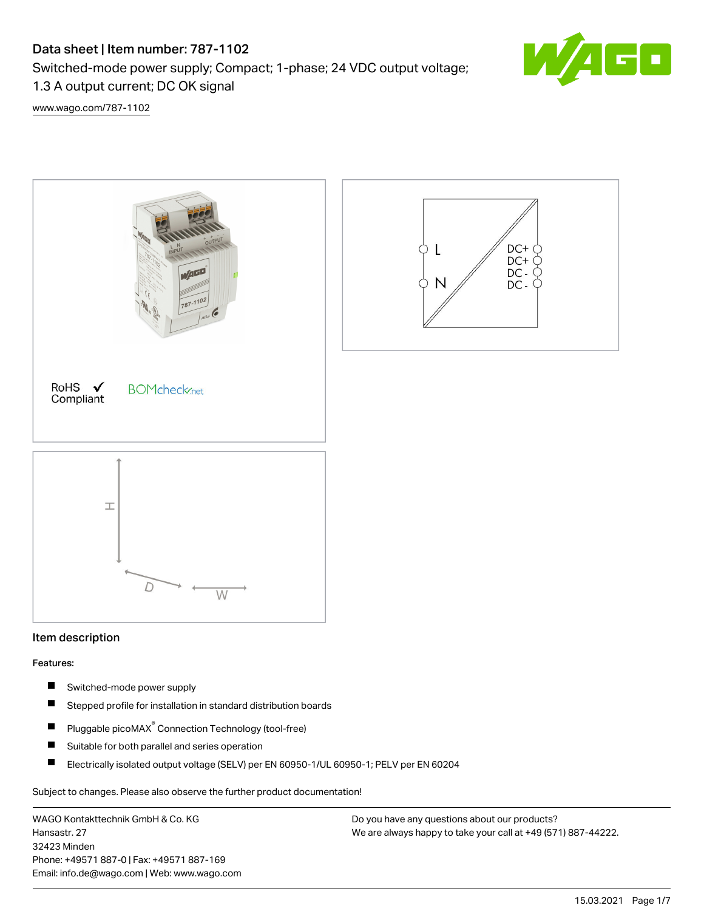# Data sheet | Item number: 787-1102

Switched-mode power supply; Compact; 1-phase; 24 VDC output voltage; 1.3 A output current; DC OK signal

www.wago.com/787-1102

RoHS ✓ Compliant

BOMcheck.net

L N DC+ DC+ DC- DC-

H D W

## Item description

**Features:**

- Switched-mode power supply
- Stepped profile for installation in standard distribution boards
- Pluggable picoMAX® Connection Technology (tool-free)
- Suitable for both parallel and series operation
- Electrically isolated output voltage (SELV) per EN 60950-1/UL 60950-1; PELV per EN 60204

Subject to changes. Please also observe the further product documentation!

WAGO Kontakttechnik GmbH & Co. KG
Hansastr. 27
32423 Minden
Phone: +49571 887-0 | Fax: +49571 887-169
Email: info.de@wago.com | Web: www.wago.com

Do you have any questions about our products?
We are always happy to take your call at +49 (571) 887-44222.

15.03.2021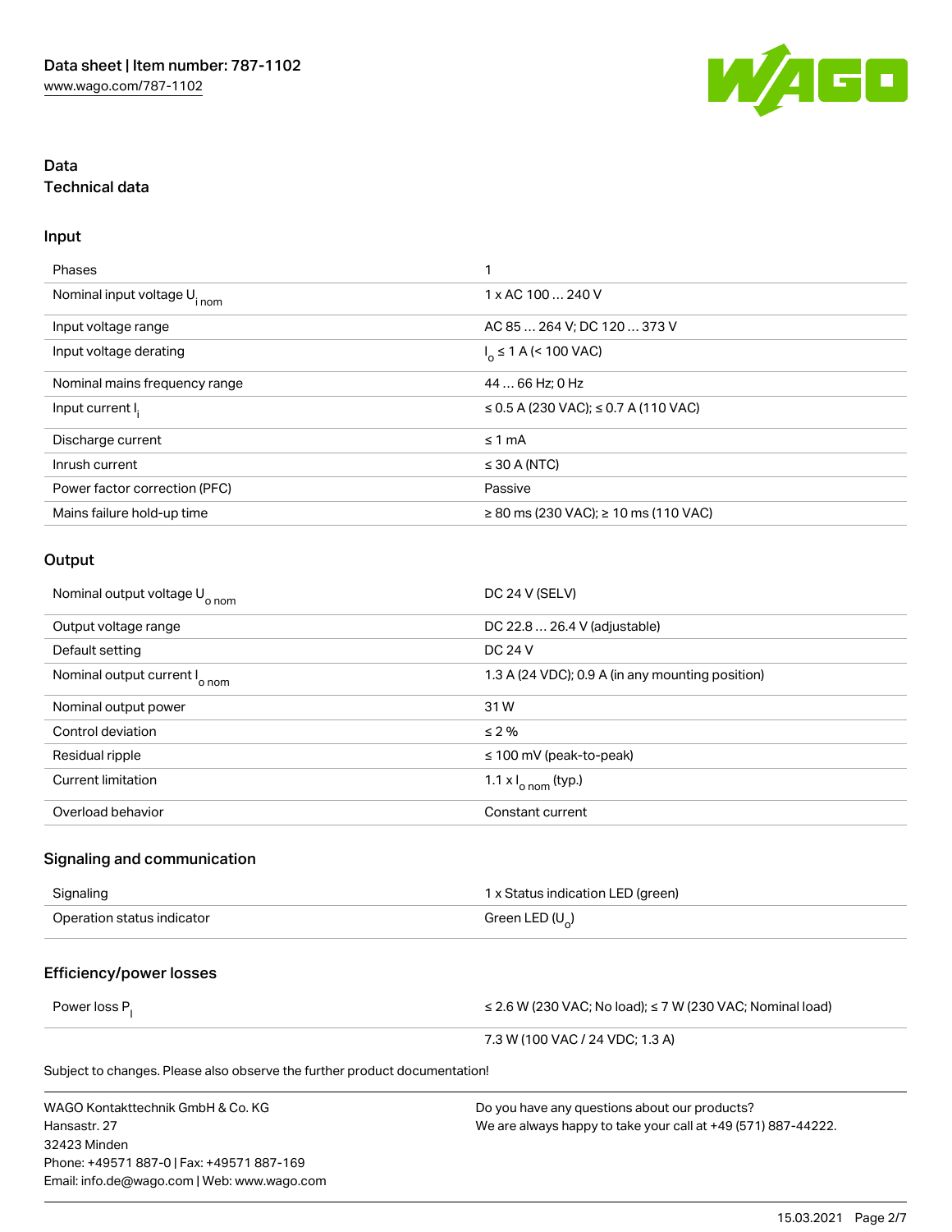# Data

## Technical data

### Input

| | |
|---|---|
| Phases | 1 |
| Nominal input voltage $U_{i\,nom}$ | 1 x AC 100 … 240 V |
| Input voltage range | AC 85 … 264 V; DC 120 … 373 V |
| Input voltage derating | $I_o$ ≤ 1 A (< 100 VAC) |
| Nominal mains frequency range | 44 … 66 Hz; 0 Hz |
| Input current $I_i$ | ≤ 0.5 A (230 VAC); ≤ 0.7 A (110 VAC) |
| Discharge current | ≤ 1 mA |
| Inrush current | ≤ 30 A (NTC) |
| Power factor correction (PFC) | Passive |
| Mains failure hold-up time | ≥ 80 ms (230 VAC); ≥ 10 ms (110 VAC) |

### Output

| | |
|---|---|
| Nominal output voltage $U_{o\,nom}$ | DC 24 V (SELV) |
| Output voltage range | DC 22.8 … 26.4 V (adjustable) |
| Default setting | DC 24 V |
| Nominal output current $I_{o\,nom}$ | 1.3 A (24 VDC); 0.9 A (in any mounting position) |
| Nominal output power | 31 W |
| Control deviation | ≤ 2 % |
| Residual ripple | ≤ 100 mV (peak-to-peak) |
| Current limitation | 1.1 x $I_{o\,nom}$ (typ.) |
| Overload behavior | Constant current |

### Signaling and communication

| | |
|---|---|
| Signaling | 1 x Status indication LED (green) |
| Operation status indicator | Green LED ($U_o$) |

### Efficiency/power losses

| | |
|---|---|
| Power loss $P_l$ | ≤ 2.6 W (230 VAC; No load); ≤ 7 W (230 VAC; Nominal load) |
| | 7.3 W (100 VAC / 24 VDC; 1.3 A) |

Subject to changes. Please also observe the further product documentation!

WAGO Kontakttechnik GmbH & Co. KG
Hansastr. 27
32423 Minden
Phone: +49571 887-0 | Fax: +49571 887-169
Email: info.de@wago.com | Web: www.wago.com

Do you have any questions about our products?
We are always happy to take your call at +49 (571) 887-44222.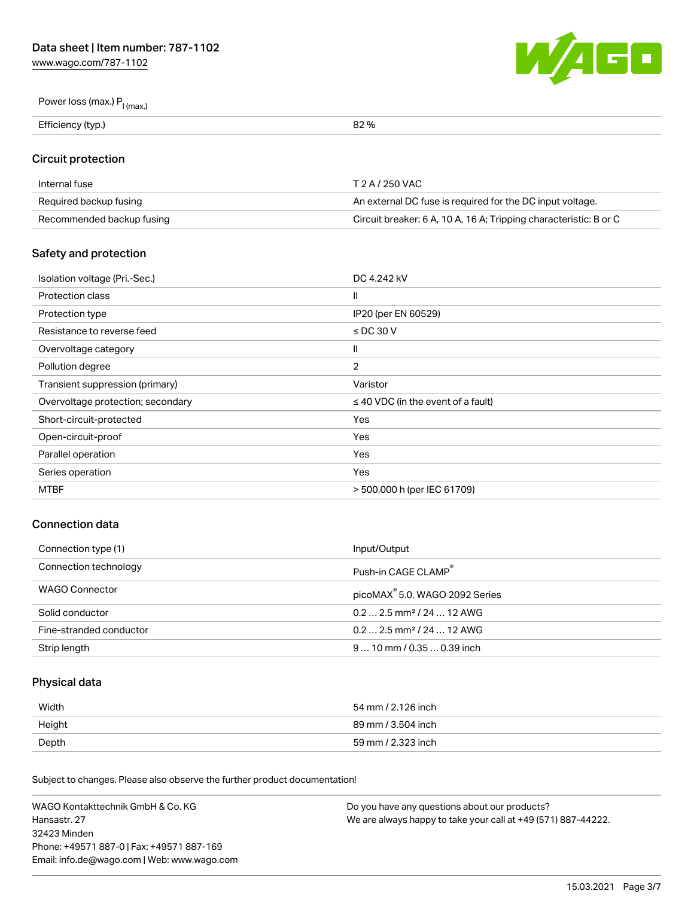| | |
|---|---|
| Power loss (max.) $P_{l\,(max.)}$ | |
| Efficiency (typ.) | 82 % |

## Circuit protection

| | |
|---|---|
| Internal fuse | T 2 A / 250 VAC |
| Required backup fusing | An external DC fuse is required for the DC input voltage. |
| Recommended backup fusing | Circuit breaker: 6 A, 10 A, 16 A; Tripping characteristic: B or C |

## Safety and protection

| | |
|---|---|
| Isolation voltage (Pri.-Sec.) | DC 4.242 kV |
| Protection class | II |
| Protection type | IP20 (per EN 60529) |
| Resistance to reverse feed | ≤ DC 30 V |
| Overvoltage category | II |
| Pollution degree | 2 |
| Transient suppression (primary) | Varistor |
| Overvoltage protection; secondary | ≤ 40 VDC (in the event of a fault) |
| Short-circuit-protected | Yes |
| Open-circuit-proof | Yes |
| Parallel operation | Yes |
| Series operation | Yes |
| MTBF | > 500,000 h (per IEC 61709) |

## Connection data

| | |
|---|---|
| Connection type (1) | Input/Output |
| Connection technology | Push-in CAGE CLAMP® |
| WAGO Connector | picoMAX® 5.0, WAGO 2092 Series |
| Solid conductor | 0.2 … 2.5 mm² / 24 … 12 AWG |
| Fine-stranded conductor | 0.2 … 2.5 mm² / 24 … 12 AWG |
| Strip length | 9 … 10 mm / 0.35 … 0.39 inch |

## Physical data

| | |
|---|---|
| Width | 54 mm / 2.126 inch |
| Height | 89 mm / 3.504 inch |
| Depth | 59 mm / 2.323 inch |

Subject to changes. Please also observe the further product documentation!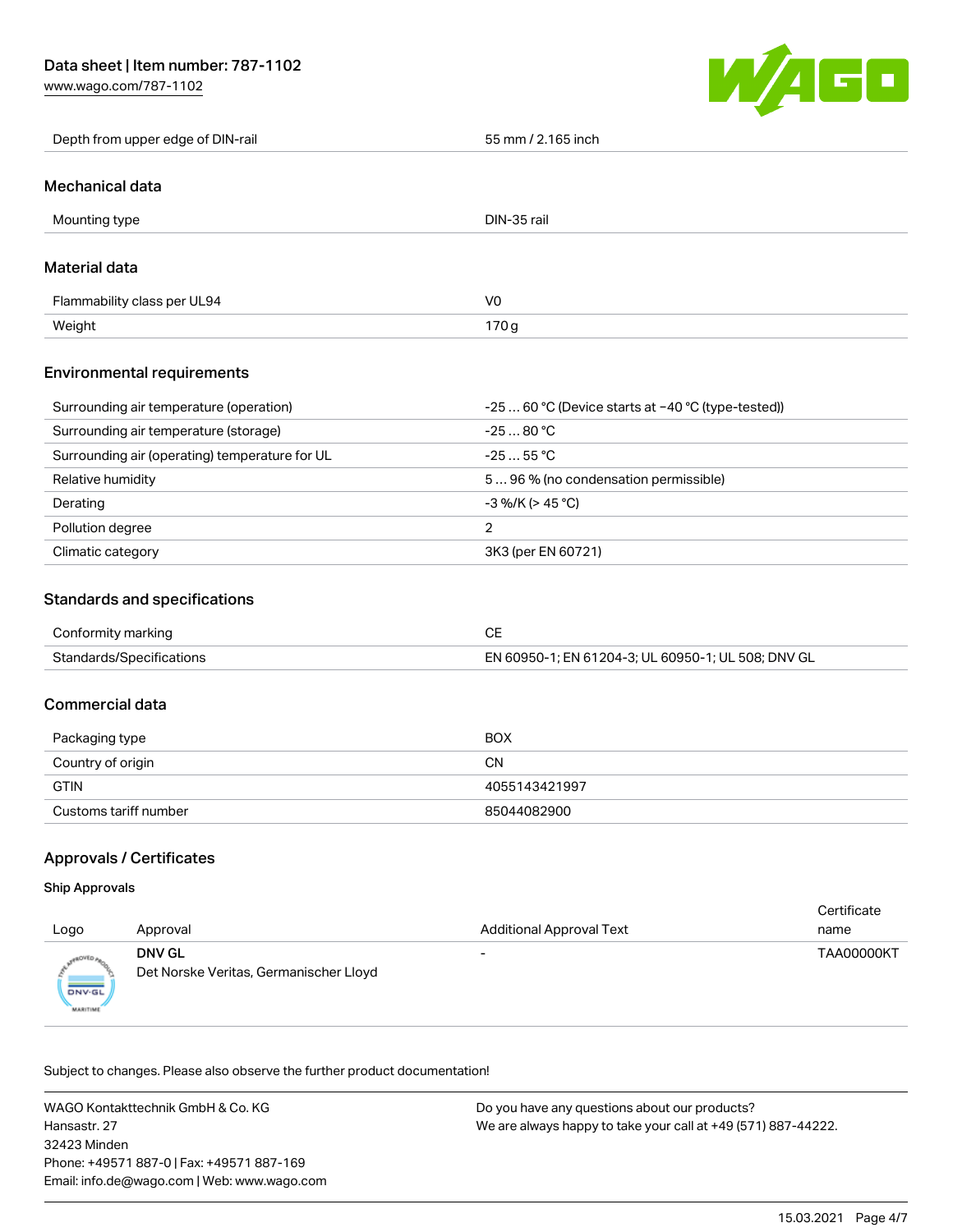| Depth from upper edge of DIN-rail | 55 mm / 2.165 inch |
| --- | --- |

## Mechanical data

| Mounting type | DIN-35 rail |
| --- | --- |

## Material data

| Flammability class per UL94 | V0 |
| --- | --- |
| Weight | 170 g |

## Environmental requirements

| Surrounding air temperature (operation) | -25 … 60 °C (Device starts at −40 °C (type-tested)) |
| --- | --- |
| Surrounding air temperature (storage) | -25 … 80 °C |
| Surrounding air (operating) temperature for UL | -25 … 55 °C |
| Relative humidity | 5 … 96 % (no condensation permissible) |
| Derating | -3 %/K (> 45 °C) |
| Pollution degree | 2 |
| Climatic category | 3K3 (per EN 60721) |

## Standards and specifications

| Conformity marking | CE |
| --- | --- |
| Standards/Specifications | EN 60950-1; EN 61204-3; UL 60950-1; UL 508; DNV GL |

## Commercial data

| Packaging type | BOX |
| --- | --- |
| Country of origin | CN |
| GTIN | 4055143421997 |
| Customs tariff number | 85044082900 |

## Approvals / Certificates

### Ship Approvals

| Logo | Approval | Additional Approval Text | Certificate name |
| --- | --- | --- | --- |
| | **DNV GL** Det Norske Veritas, Germanischer Lloyd | - | TAA00000KT |

Subject to changes. Please also observe the further product documentation!

WAGO Kontakttechnik GmbH & Co. KG
Hansastr. 27
32423 Minden
Phone: +49571 887-0 | Fax: +49571 887-169
Email: info.de@wago.com | Web: www.wago.com

Do you have any questions about our products?
We are always happy to take your call at +49 (571) 887-44222.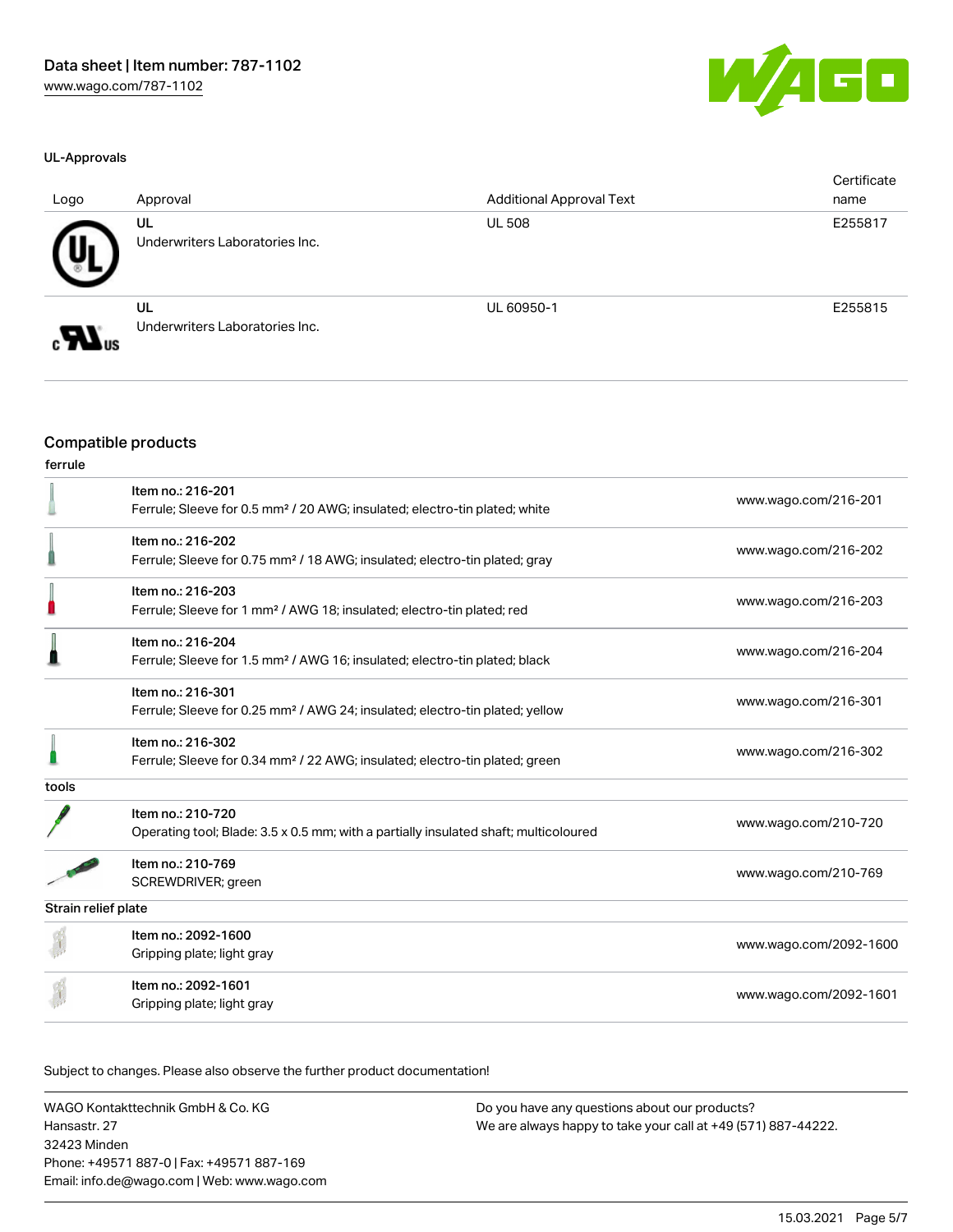### UL-Approvals

| Logo | Approval | Additional Approval Text | Certificate name |
|---|---|---|---|
| | UL<br>Underwriters Laboratories Inc. | UL 508 | E255817 |
| | UL<br>Underwriters Laboratories Inc. | UL 60950-1 | E255815 |

## Compatible products

**ferrule**

| | | |
|---|---|---|
| | Item no.: 216-201<br>Ferrule; Sleeve for 0.5 mm² / 20 AWG; insulated; electro-tin plated; white | www.wago.com/216-201 |
| | Item no.: 216-202<br>Ferrule; Sleeve for 0.75 mm² / 18 AWG; insulated; electro-tin plated; gray | www.wago.com/216-202 |
| | Item no.: 216-203<br>Ferrule; Sleeve for 1 mm² / AWG 18; insulated; electro-tin plated; red | www.wago.com/216-203 |
| | Item no.: 216-204<br>Ferrule; Sleeve for 1.5 mm² / AWG 16; insulated; electro-tin plated; black | www.wago.com/216-204 |
| | Item no.: 216-301<br>Ferrule; Sleeve for 0.25 mm² / AWG 24; insulated; electro-tin plated; yellow | www.wago.com/216-301 |
| | Item no.: 216-302<br>Ferrule; Sleeve for 0.34 mm² / 22 AWG; insulated; electro-tin plated; green | www.wago.com/216-302 |

**tools**

| | | |
|---|---|---|
| | Item no.: 210-720<br>Operating tool; Blade: 3.5 x 0.5 mm; with a partially insulated shaft; multicoloured | www.wago.com/210-720 |
| | Item no.: 210-769<br>SCREWDRIVER; green | www.wago.com/210-769 |

**Strain relief plate**

| | | |
|---|---|---|
| | Item no.: 2092-1600<br>Gripping plate; light gray | www.wago.com/2092-1600 |
| | Item no.: 2092-1601<br>Gripping plate; light gray | www.wago.com/2092-1601 |

Subject to changes. Please also observe the further product documentation!

WAGO Kontakttechnik GmbH & Co. KG
Hansastr. 27
32423 Minden
Phone: +49571 887-0 | Fax: +49571 887-169
Email: info.de@wago.com | Web: www.wago.com

Do you have any questions about our products?
We are always happy to take your call at +49 (571) 887-44222.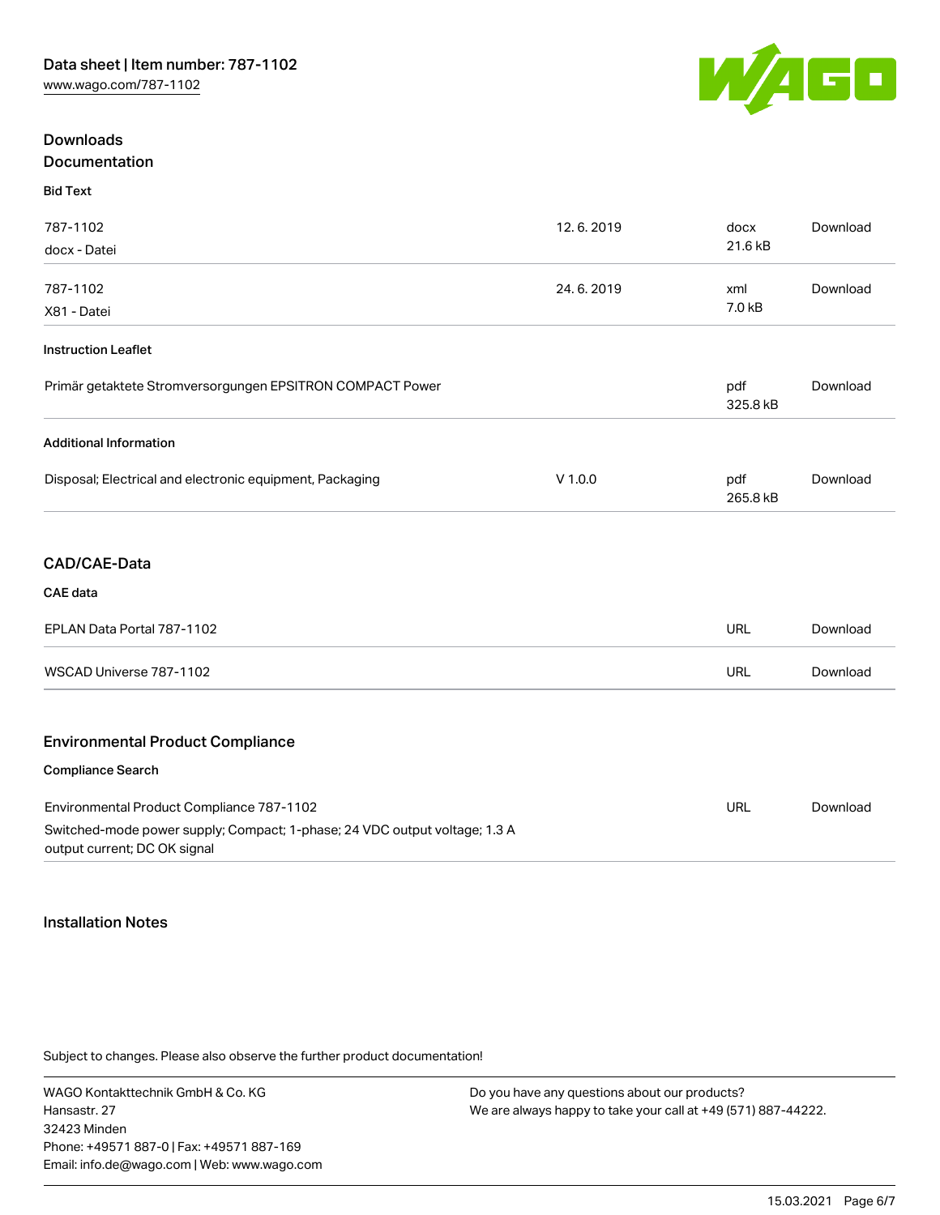## Downloads

### Documentation

**Bid Text**

| | | | |
|---|---|---|---|
| 787-1102<br>docx - Datei | 12. 6. 2019 | docx<br>21.6 kB | Download |
| 787-1102<br>X81 - Datei | 24. 6. 2019 | xml<br>7.0 kB | Download |

**Instruction Leaflet**

| | | | |
|---|---|---|---|
| Primär getaktete Stromversorgungen EPSITRON COMPACT Power | | pdf<br>325.8 kB | Download |

**Additional Information**

| | | | |
|---|---|---|---|
| Disposal; Electrical and electronic equipment, Packaging | V 1.0.0 | pdf<br>265.8 kB | Download |

### CAD/CAE-Data

**CAE data**

| | | |
|---|---|---|
| EPLAN Data Portal 787-1102 | URL | Download |
| WSCAD Universe 787-1102 | URL | Download |

### Environmental Product Compliance

**Compliance Search**

| | | |
|---|---|---|
| Environmental Product Compliance 787-1102<br>Switched-mode power supply; Compact; 1-phase; 24 VDC output voltage; 1.3 A output current; DC OK signal | URL | Download |

## Installation Notes

Subject to changes. Please also observe the further product documentation!

WAGO Kontakttechnik GmbH & Co. KG
Hansastr. 27
32423 Minden
Phone: +49571 887-0 | Fax: +49571 887-169
Email: info.de@wago.com | Web: www.wago.com

Do you have any questions about our products?
We are always happy to take your call at +49 (571) 887-44222.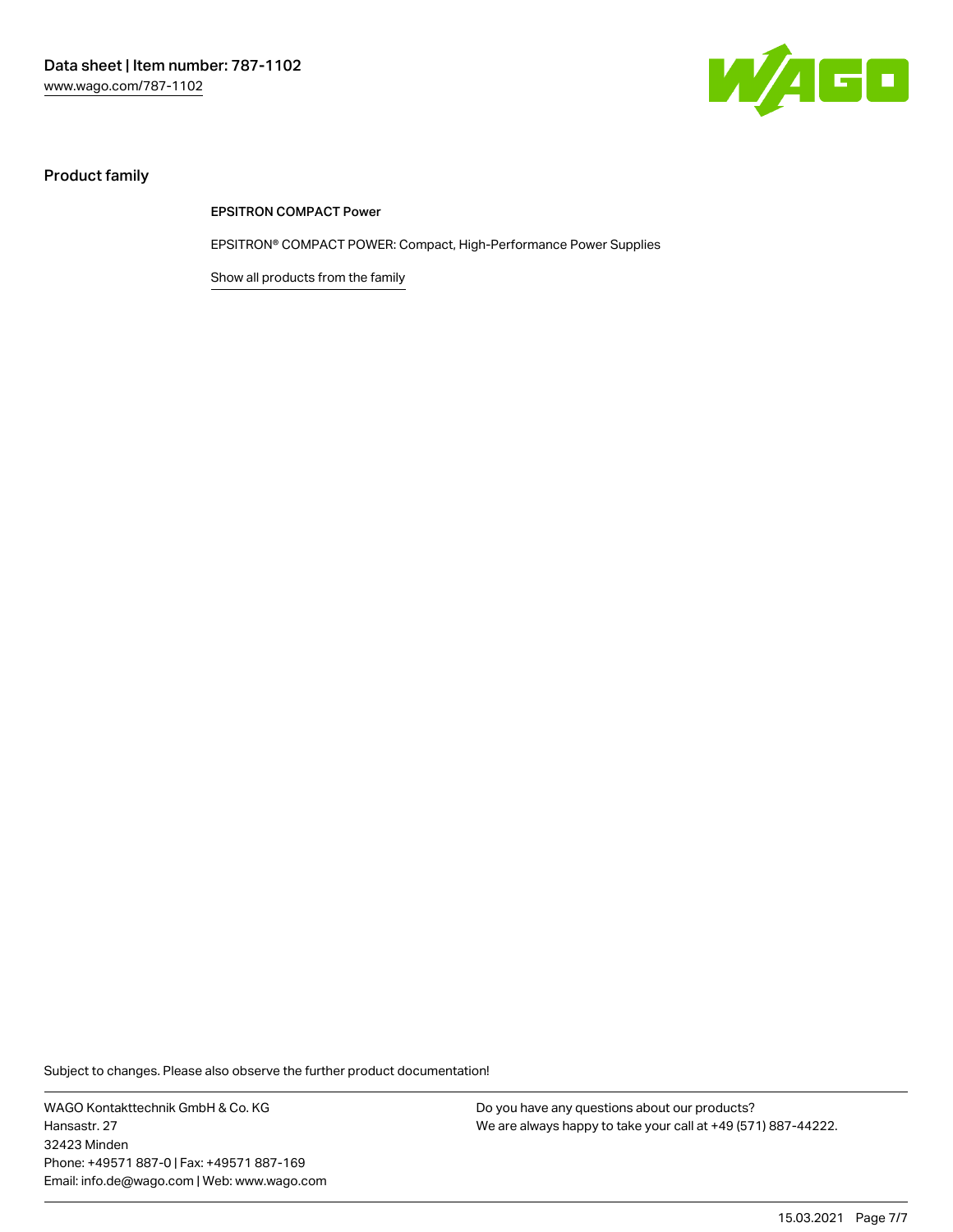## Product family

**EPSITRON COMPACT Power**

EPSITRON® COMPACT POWER: Compact, High-Performance Power Supplies

Show all products from the family

Subject to changes. Please also observe the further product documentation!

WAGO Kontakttechnik GmbH & Co. KG
Hansastr. 27
32423 Minden
Phone: +49571 887-0 | Fax: +49571 887-169
Email: info.de@wago.com | Web: www.wago.com

Do you have any questions about our products?
We are always happy to take your call at +49 (571) 887-44222.